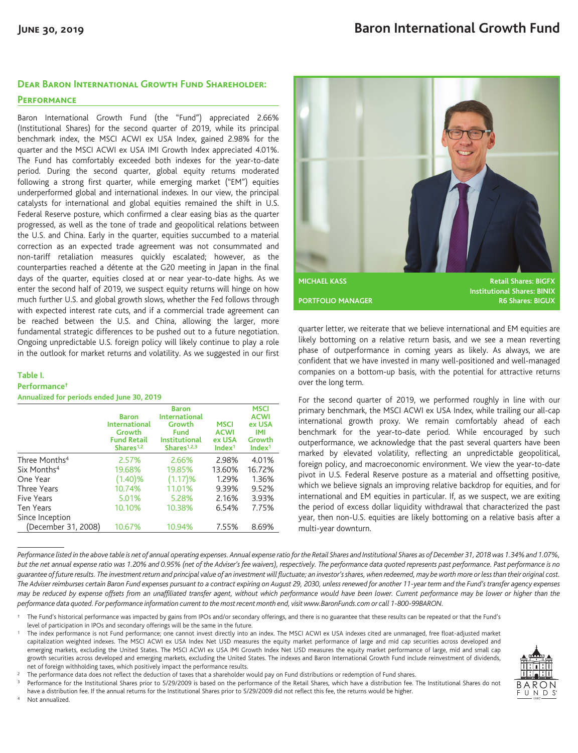# Baron International Growth Fund

June 30, 2019

## Dear Baron International Growth Fund Shareholder:

### Performance

Baron International Growth Fund (the "Fund") appreciated 2.66% (Institutional Shares) for the second quarter of 2019, while its principal benchmark index, the MSCI ACWI ex USA Index, gained 2.98% for the quarter and the MSCI ACWI ex USA IMI Growth Index appreciated 4.01%. The Fund has comfortably exceeded both indexes for the year-to-date period. During the second quarter, global equity returns moderated following a strong first quarter, while emerging market ("EM") equities underperformed global and international indexes. In our view, the principal catalysts for international and global equities remained the shift in U.S. Federal Reserve posture, which confirmed a clear easing bias as the quarter progressed, as well as the tone of trade and geopolitical relations between the U.S. and China. Early in the quarter, equities succumbed to a material correction as an expected trade agreement was not consummated and non-tariff retaliation measures quickly escalated; however, as the counterparties reached a détente at the G20 meeting in Japan in the final days of the quarter, equities closed at or near year-to-date highs. As we enter the second half of 2019, we suspect equity returns will hinge on how much further U.S. and global growth slows, whether the Fed follows through with expected interest rate cuts, and if a commercial trade agreement can be reached between the U.S. and China, allowing the larger, more fundamental strategic differences to be pushed out to a future negotiation. Ongoing unpredictable U.S. foreign policy will likely continue to play a role in the outlook for market returns and volatility. As we suggested in our first quarter letter, we reiterate that we believe international and EM equities are likely bottoming on a relative return basis, and we see a mean reverting phase of outperformance in coming years as likely. As always, we are confident that we have invested in many well-positioned and well-managed companies on a bottom-up basis, with the potential for attractive returns over the long term.

**MICHAEL KASS**
**PORTFOLIO MANAGER**

**Retail Shares: BIGFX**
**Institutional Shares: BINIX**
**R6 Shares: BIGUX**

**Table I.**
**Performance†**
**Annualized for periods ended June 30, 2019**

| | Baron International Growth Fund Retail Shares[1,2] | Baron International Growth Fund Institutional Shares[1,2,3] | MSCI ACWI ex USA Index[1] | MSCI ACWI ex USA IMI Growth Index[1] |
|---|---|---|---|---|
| Three Months[4] | 2.57% | 2.66% | 2.98% | 4.01% |
| Six Months[4] | 19.68% | 19.85% | 13.60% | 16.72% |
| One Year | (1.40)% | (1.17)% | 1.29% | 1.36% |
| Three Years | 10.74% | 11.01% | 9.39% | 9.52% |
| Five Years | 5.01% | 5.28% | 2.16% | 3.93% |
| Ten Years | 10.10% | 10.38% | 6.54% | 7.75% |
| Since Inception (December 31, 2008) | 10.67% | 10.94% | 7.55% | 8.69% |

For the second quarter of 2019, we performed roughly in line with our primary benchmark, the MSCI ACWI ex USA Index, while trailing our all-cap international growth proxy. We remain comfortably ahead of each benchmark for the year-to-date period. While encouraged by such outperformance, we acknowledge that the past several quarters have been marked by elevated volatility, reflecting an unpredictable geopolitical, foreign policy, and macroeconomic environment. We view the year-to-date pivot in U.S. Federal Reserve posture as a material and offsetting positive, which we believe signals an improving relative backdrop for equities, and for international and EM equities in particular. If, as we suspect, we are exiting the period of excess dollar liquidity withdrawal that characterized the past year, then non-U.S. equities are likely bottoming on a relative basis after a multi-year downturn.

*Performance listed in the above table is net of annual operating expenses. Annual expense ratio for the Retail Shares and Institutional Shares as of December 31, 2018 was 1.34% and 1.07%, but the net annual expense ratio was 1.20% and 0.95% (net of the Adviser's fee waivers), respectively. The performance data quoted represents past performance. Past performance is no guarantee of future results. The investment return and principal value of an investment will fluctuate; an investor's shares, when redeemed, may be worth more or less than their original cost. The Adviser reimburses certain Baron Fund expenses pursuant to a contract expiring on August 29, 2030, unless renewed for another 11-year term and the Fund's transfer agency expenses may be reduced by expense offsets from an unaffiliated transfer agent, without which performance would have been lower. Current performance may be lower or higher than the performance data quoted. For performance information current to the most recent month end, visit www.BaronFunds.com or call 1-800-99BARON.*

† The Fund's historical performance was impacted by gains from IPOs and/or secondary offerings, and there is no guarantee that these results can be repeated or that the Fund's level of participation in IPOs and secondary offerings will be the same in the future.

1 The index performance is not Fund performance; one cannot invest directly into an index. The MSCI ACWI ex USA indexes cited are unmanaged, free float-adjusted market capitalization weighted indexes. The MSCI ACWI ex USA Index Net USD measures the equity market performance of large and mid cap securities across developed and emerging markets, excluding the United States. The MSCI ACWI ex USA IMI Growth Index Net USD measures the equity market performance of large, mid and small cap growth securities across developed and emerging markets, excluding the United States. The indexes and Baron International Growth Fund include reinvestment of dividends, net of foreign withholding taxes, which positively impact the performance results.

2 The performance data does not reflect the deduction of taxes that a shareholder would pay on Fund distributions or redemption of Fund shares.

3 Performance for the Institutional Shares prior to 5/29/2009 is based on the performance of the Retail Shares, which have a distribution fee. The Institutional Shares do not have a distribution fee. If the annual returns for the Institutional Shares prior to 5/29/2009 did not reflect this fee, the returns would be higher.

4 Not annualized.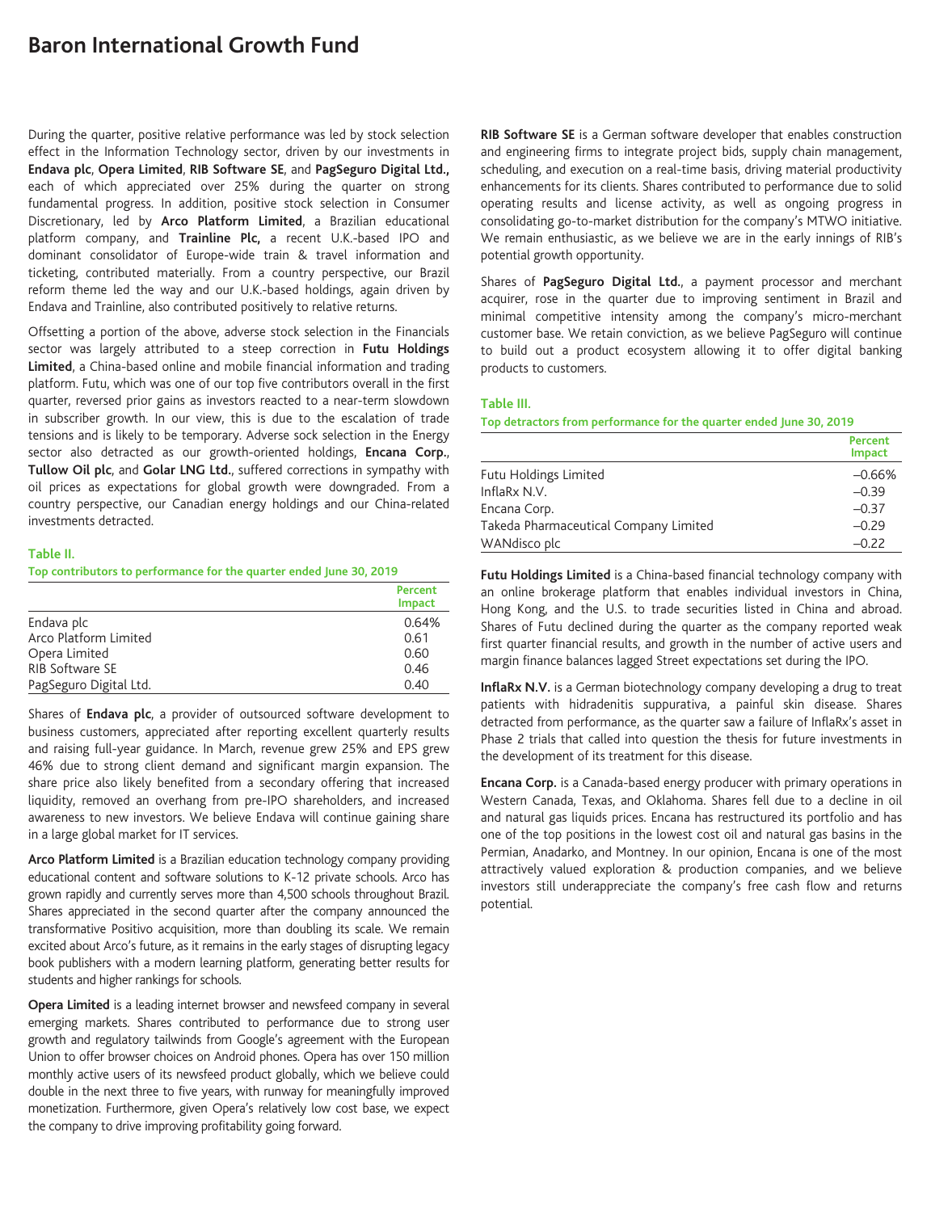# Baron International Growth Fund

During the quarter, positive relative performance was led by stock selection effect in the Information Technology sector, driven by our investments in **Endava plc**, **Opera Limited**, **RIB Software SE**, and **PagSeguro Digital Ltd.,** each of which appreciated over 25% during the quarter on strong fundamental progress. In addition, positive stock selection in Consumer Discretionary, led by **Arco Platform Limited**, a Brazilian educational platform company, and **Trainline Plc,** a recent U.K.-based IPO and dominant consolidator of Europe-wide train & travel information and ticketing, contributed materially. From a country perspective, our Brazil reform theme led the way and our U.K.-based holdings, again driven by Endava and Trainline, also contributed positively to relative returns.

Offsetting a portion of the above, adverse stock selection in the Financials sector was largely attributed to a steep correction in **Futu Holdings Limited**, a China-based online and mobile financial information and trading platform. Futu, which was one of our top five contributors overall in the first quarter, reversed prior gains as investors reacted to a near-term slowdown in subscriber growth. In our view, this is due to the escalation of trade tensions and is likely to be temporary. Adverse sock selection in the Energy sector also detracted as our growth-oriented holdings, **Encana Corp.**, **Tullow Oil plc**, and **Golar LNG Ltd.**, suffered corrections in sympathy with oil prices as expectations for global growth were downgraded. From a country perspective, our Canadian energy holdings and our China-related investments detracted.

**Table II.**

**Top contributors to performance for the quarter ended June 30, 2019**

| | Percent Impact |
|---|---|
| Endava plc | 0.64% |
| Arco Platform Limited | 0.61 |
| Opera Limited | 0.60 |
| RIB Software SE | 0.46 |
| PagSeguro Digital Ltd. | 0.40 |

Shares of **Endava plc**, a provider of outsourced software development to business customers, appreciated after reporting excellent quarterly results and raising full-year guidance. In March, revenue grew 25% and EPS grew 46% due to strong client demand and significant margin expansion. The share price also likely benefited from a secondary offering that increased liquidity, removed an overhang from pre-IPO shareholders, and increased awareness to new investors. We believe Endava will continue gaining share in a large global market for IT services.

**Arco Platform Limited** is a Brazilian education technology company providing educational content and software solutions to K-12 private schools. Arco has grown rapidly and currently serves more than 4,500 schools throughout Brazil. Shares appreciated in the second quarter after the company announced the transformative Positivo acquisition, more than doubling its scale. We remain excited about Arco's future, as it remains in the early stages of disrupting legacy book publishers with a modern learning platform, generating better results for students and higher rankings for schools.

**Opera Limited** is a leading internet browser and newsfeed company in several emerging markets. Shares contributed to performance due to strong user growth and regulatory tailwinds from Google's agreement with the European Union to offer browser choices on Android phones. Opera has over 150 million monthly active users of its newsfeed product globally, which we believe could double in the next three to five years, with runway for meaningfully improved monetization. Furthermore, given Opera's relatively low cost base, we expect the company to drive improving profitability going forward.

**RIB Software SE** is a German software developer that enables construction and engineering firms to integrate project bids, supply chain management, scheduling, and execution on a real-time basis, driving material productivity enhancements for its clients. Shares contributed to performance due to solid operating results and license activity, as well as ongoing progress in consolidating go-to-market distribution for the company's MTWO initiative. We remain enthusiastic, as we believe we are in the early innings of RIB's potential growth opportunity.

Shares of **PagSeguro Digital Ltd.**, a payment processor and merchant acquirer, rose in the quarter due to improving sentiment in Brazil and minimal competitive intensity among the company's micro-merchant customer base. We retain conviction, as we believe PagSeguro will continue to build out a product ecosystem allowing it to offer digital banking products to customers.

**Table III.**

**Top detractors from performance for the quarter ended June 30, 2019**

| | Percent Impact |
|---|---|
| Futu Holdings Limited | –0.66% |
| InflaRx N.V. | –0.39 |
| Encana Corp. | –0.37 |
| Takeda Pharmaceutical Company Limited | –0.29 |
| WANdisco plc | –0.22 |

**Futu Holdings Limited** is a China-based financial technology company with an online brokerage platform that enables individual investors in China, Hong Kong, and the U.S. to trade securities listed in China and abroad. Shares of Futu declined during the quarter as the company reported weak first quarter financial results, and growth in the number of active users and margin finance balances lagged Street expectations set during the IPO.

**InflaRx N.V.** is a German biotechnology company developing a drug to treat patients with hidradenitis suppurativa, a painful skin disease. Shares detracted from performance, as the quarter saw a failure of InflaRx's asset in Phase 2 trials that called into question the thesis for future investments in the development of its treatment for this disease.

**Encana Corp.** is a Canada-based energy producer with primary operations in Western Canada, Texas, and Oklahoma. Shares fell due to a decline in oil and natural gas liquids prices. Encana has restructured its portfolio and has one of the top positions in the lowest cost oil and natural gas basins in the Permian, Anadarko, and Montney. In our opinion, Encana is one of the most attractively valued exploration & production companies, and we believe investors still underappreciate the company's free cash flow and returns potential.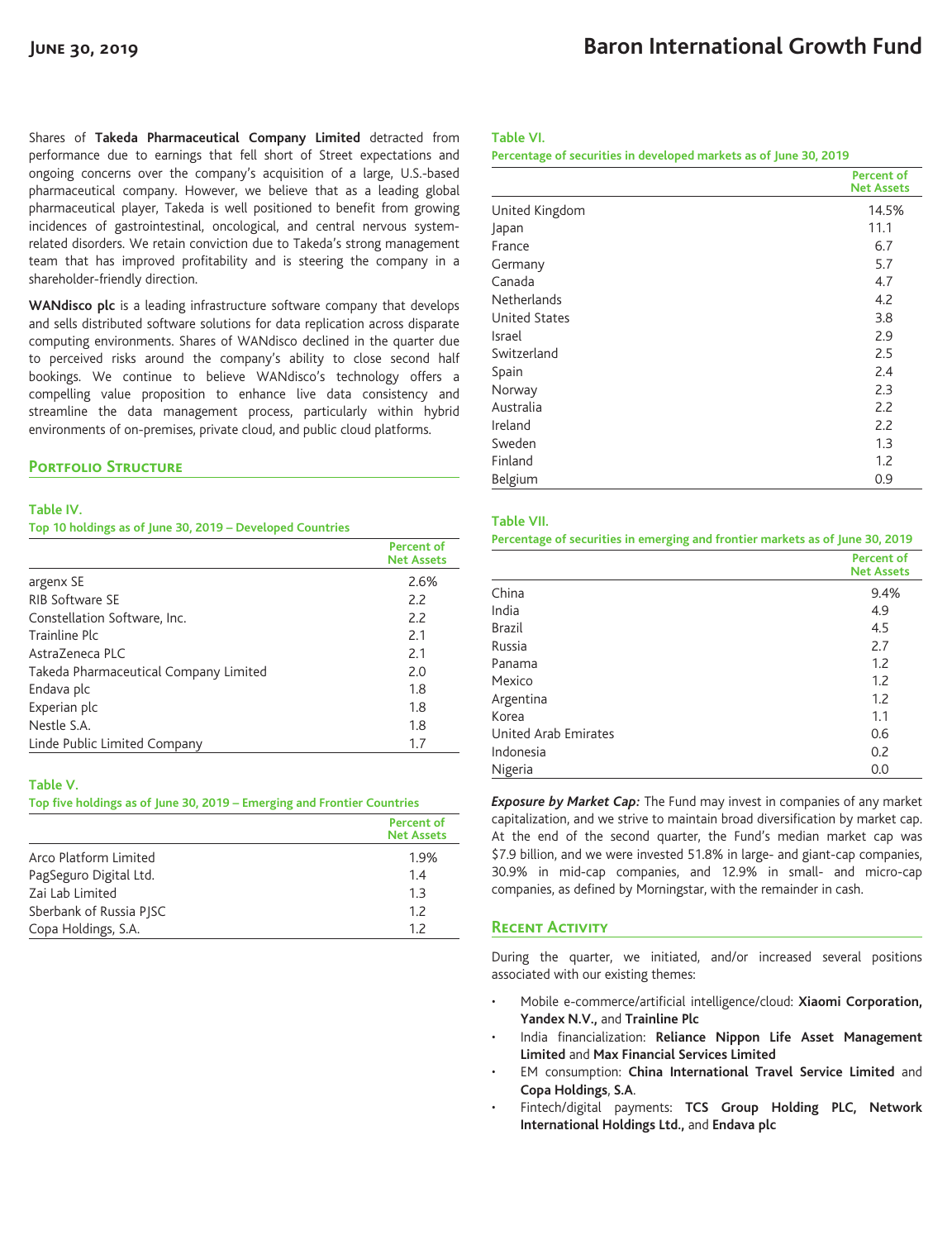Shares of **Takeda Pharmaceutical Company Limited** detracted from performance due to earnings that fell short of Street expectations and ongoing concerns over the company's acquisition of a large, U.S.-based pharmaceutical company. However, we believe that as a leading global pharmaceutical player, Takeda is well positioned to benefit from growing incidences of gastrointestinal, oncological, and central nervous system-related disorders. We retain conviction due to Takeda's strong management team that has improved profitability and is steering the company in a shareholder-friendly direction.

**WANdisco plc** is a leading infrastructure software company that develops and sells distributed software solutions for data replication across disparate computing environments. Shares of WANdisco declined in the quarter due to perceived risks around the company's ability to close second half bookings. We continue to believe WANdisco's technology offers a compelling value proposition to enhance live data consistency and streamline the data management process, particularly within hybrid environments of on-premises, private cloud, and public cloud platforms.

## Portfolio Structure

**Table IV.**
**Top 10 holdings as of June 30, 2019 – Developed Countries**

| | Percent of Net Assets |
|---|---|
| argenx SE | 2.6% |
| RIB Software SE | 2.2 |
| Constellation Software, Inc. | 2.2 |
| Trainline Plc | 2.1 |
| AstraZeneca PLC | 2.1 |
| Takeda Pharmaceutical Company Limited | 2.0 |
| Endava plc | 1.8 |
| Experian plc | 1.8 |
| Nestle S.A. | 1.8 |
| Linde Public Limited Company | 1.7 |

**Table V.**
**Top five holdings as of June 30, 2019 – Emerging and Frontier Countries**

| | Percent of Net Assets |
|---|---|
| Arco Platform Limited | 1.9% |
| PagSeguro Digital Ltd. | 1.4 |
| Zai Lab Limited | 1.3 |
| Sberbank of Russia PJSC | 1.2 |
| Copa Holdings, S.A. | 1.2 |

**Table VI.**
**Percentage of securities in developed markets as of June 30, 2019**

| | Percent of Net Assets |
|---|---|
| United Kingdom | 14.5% |
| Japan | 11.1 |
| France | 6.7 |
| Germany | 5.7 |
| Canada | 4.7 |
| Netherlands | 4.2 |
| United States | 3.8 |
| Israel | 2.9 |
| Switzerland | 2.5 |
| Spain | 2.4 |
| Norway | 2.3 |
| Australia | 2.2 |
| Ireland | 2.2 |
| Sweden | 1.3 |
| Finland | 1.2 |
| Belgium | 0.9 |

**Table VII.**
**Percentage of securities in emerging and frontier markets as of June 30, 2019**

| | Percent of Net Assets |
|---|---|
| China | 9.4% |
| India | 4.9 |
| Brazil | 4.5 |
| Russia | 2.7 |
| Panama | 1.2 |
| Mexico | 1.2 |
| Argentina | 1.2 |
| Korea | 1.1 |
| United Arab Emirates | 0.6 |
| Indonesia | 0.2 |
| Nigeria | 0.0 |

***Exposure by Market Cap:*** The Fund may invest in companies of any market capitalization, and we strive to maintain broad diversification by market cap. At the end of the second quarter, the Fund's median market cap was $7.9 billion, and we were invested 51.8% in large- and giant-cap companies, 30.9% in mid-cap companies, and 12.9% in small- and micro-cap companies, as defined by Morningstar, with the remainder in cash.

## Recent Activity

During the quarter, we initiated, and/or increased several positions associated with our existing themes:

- Mobile e-commerce/artificial intelligence/cloud: **Xiaomi Corporation, Yandex N.V.,** and **Trainline Plc**
- India financialization: **Reliance Nippon Life Asset Management Limited** and **Max Financial Services Limited**
- EM consumption: **China International Travel Service Limited** and **Copa Holdings**, **S.A**.
- Fintech/digital payments: **TCS Group Holding PLC, Network International Holdings Ltd.,** and **Endava plc**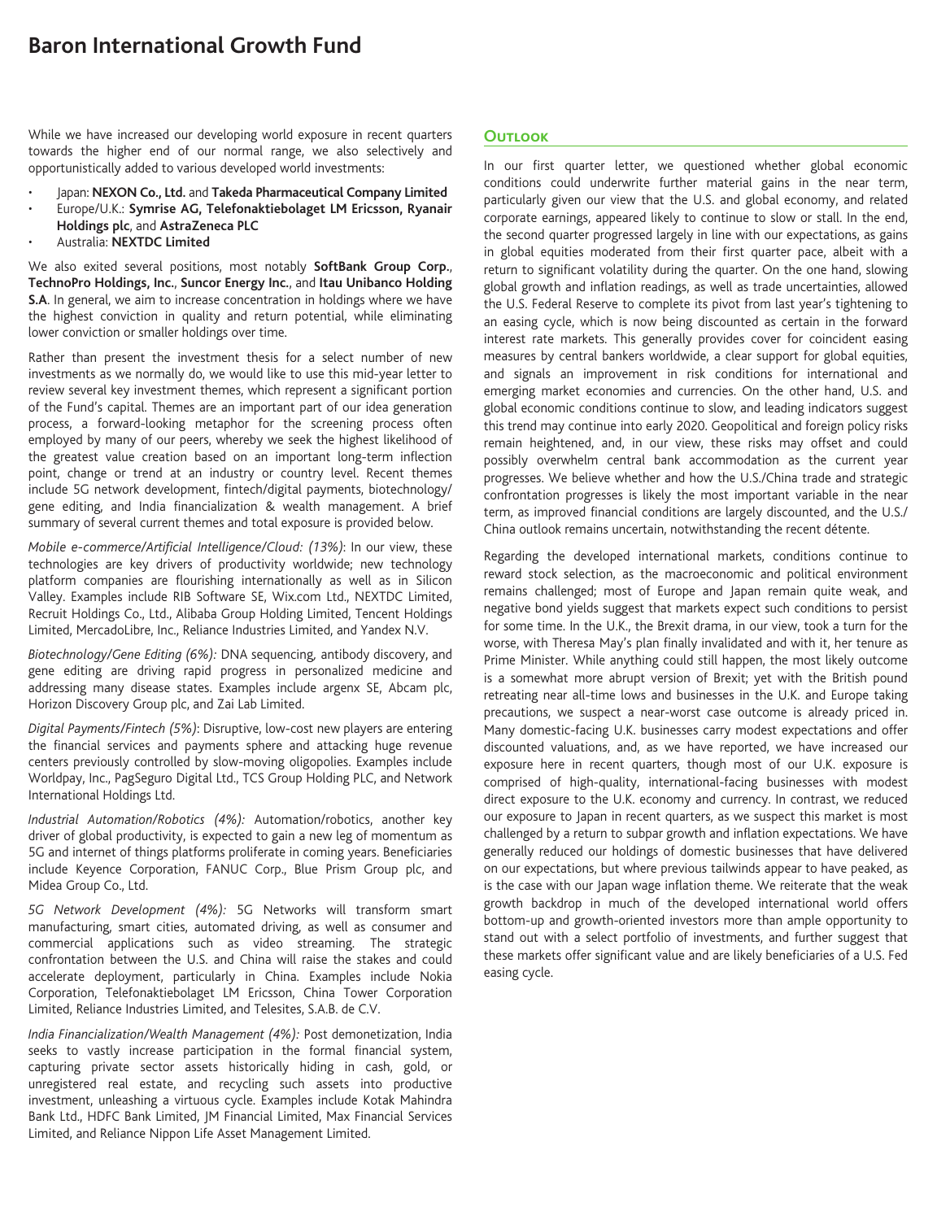While we have increased our developing world exposure in recent quarters towards the higher end of our normal range, we also selectively and opportunistically added to various developed world investments:

- Japan: **NEXON Co., Ltd.** and **Takeda Pharmaceutical Company Limited**
- Europe/U.K.: **Symrise AG, Telefonaktiebolaget LM Ericsson, Ryanair Holdings plc**, and **AstraZeneca PLC**
- Australia: **NEXTDC Limited**

We also exited several positions, most notably **SoftBank Group Corp.**, **TechnoPro Holdings, Inc.**, **Suncor Energy Inc.**, and **Itau Unibanco Holding S.A**. In general, we aim to increase concentration in holdings where we have the highest conviction in quality and return potential, while eliminating lower conviction or smaller holdings over time.

Rather than present the investment thesis for a select number of new investments as we normally do, we would like to use this mid-year letter to review several key investment themes, which represent a significant portion of the Fund's capital. Themes are an important part of our idea generation process, a forward-looking metaphor for the screening process often employed by many of our peers, whereby we seek the highest likelihood of the greatest value creation based on an important long-term inflection point, change or trend at an industry or country level. Recent themes include 5G network development, fintech/digital payments, biotechnology/gene editing, and India financialization & wealth management. A brief summary of several current themes and total exposure is provided below.

*Mobile e-commerce/Artificial Intelligence/Cloud: (13%)*: In our view, these technologies are key drivers of productivity worldwide; new technology platform companies are flourishing internationally as well as in Silicon Valley. Examples include RIB Software SE, Wix.com Ltd., NEXTDC Limited, Recruit Holdings Co., Ltd., Alibaba Group Holding Limited, Tencent Holdings Limited, MercadoLibre, Inc., Reliance Industries Limited, and Yandex N.V.

*Biotechnology/Gene Editing (6%):* DNA sequencing, antibody discovery, and gene editing are driving rapid progress in personalized medicine and addressing many disease states. Examples include argenx SE, Abcam plc, Horizon Discovery Group plc, and Zai Lab Limited.

*Digital Payments/Fintech (5%)*: Disruptive, low-cost new players are entering the financial services and payments sphere and attacking huge revenue centers previously controlled by slow-moving oligopolies. Examples include Worldpay, Inc., PagSeguro Digital Ltd., TCS Group Holding PLC, and Network International Holdings Ltd.

*Industrial Automation/Robotics (4%):* Automation/robotics, another key driver of global productivity, is expected to gain a new leg of momentum as 5G and internet of things platforms proliferate in coming years. Beneficiaries include Keyence Corporation, FANUC Corp., Blue Prism Group plc, and Midea Group Co., Ltd.

*5G Network Development (4%):* 5G Networks will transform smart manufacturing, smart cities, automated driving, as well as consumer and commercial applications such as video streaming. The strategic confrontation between the U.S. and China will raise the stakes and could accelerate deployment, particularly in China. Examples include Nokia Corporation, Telefonaktiebolaget LM Ericsson, China Tower Corporation Limited, Reliance Industries Limited, and Telesites, S.A.B. de C.V.

*India Financialization/Wealth Management (4%):* Post demonetization, India seeks to vastly increase participation in the formal financial system, capturing private sector assets historically hiding in cash, gold, or unregistered real estate, and recycling such assets into productive investment, unleashing a virtuous cycle. Examples include Kotak Mahindra Bank Ltd., HDFC Bank Limited, JM Financial Limited, Max Financial Services Limited, and Reliance Nippon Life Asset Management Limited.

## Outlook

In our first quarter letter, we questioned whether global economic conditions could underwrite further material gains in the near term, particularly given our view that the U.S. and global economy, and related corporate earnings, appeared likely to continue to slow or stall. In the end, the second quarter progressed largely in line with our expectations, as gains in global equities moderated from their first quarter pace, albeit with a return to significant volatility during the quarter. On the one hand, slowing global growth and inflation readings, as well as trade uncertainties, allowed the U.S. Federal Reserve to complete its pivot from last year's tightening to an easing cycle, which is now being discounted as certain in the forward interest rate markets. This generally provides cover for coincident easing measures by central bankers worldwide, a clear support for global equities, and signals an improvement in risk conditions for international and emerging market economies and currencies. On the other hand, U.S. and global economic conditions continue to slow, and leading indicators suggest this trend may continue into early 2020. Geopolitical and foreign policy risks remain heightened, and, in our view, these risks may offset and could possibly overwhelm central bank accommodation as the current year progresses. We believe whether and how the U.S./China trade and strategic confrontation progresses is likely the most important variable in the near term, as improved financial conditions are largely discounted, and the U.S./China outlook remains uncertain, notwithstanding the recent détente.

Regarding the developed international markets, conditions continue to reward stock selection, as the macroeconomic and political environment remains challenged; most of Europe and Japan remain quite weak, and negative bond yields suggest that markets expect such conditions to persist for some time. In the U.K., the Brexit drama, in our view, took a turn for the worse, with Theresa May's plan finally invalidated and with it, her tenure as Prime Minister. While anything could still happen, the most likely outcome is a somewhat more abrupt version of Brexit; yet with the British pound retreating near all-time lows and businesses in the U.K. and Europe taking precautions, we suspect a near-worst case outcome is already priced in. Many domestic-facing U.K. businesses carry modest expectations and offer discounted valuations, and, as we have reported, we have increased our exposure here in recent quarters, though most of our U.K. exposure is comprised of high-quality, international-facing businesses with modest direct exposure to the U.K. economy and currency. In contrast, we reduced our exposure to Japan in recent quarters, as we suspect this market is most challenged by a return to subpar growth and inflation expectations. We have generally reduced our holdings of domestic businesses that have delivered on our expectations, but where previous tailwinds appear to have peaked, as is the case with our Japan wage inflation theme. We reiterate that the weak growth backdrop in much of the developed international world offers bottom-up and growth-oriented investors more than ample opportunity to stand out with a select portfolio of investments, and further suggest that these markets offer significant value and are likely beneficiaries of a U.S. Fed easing cycle.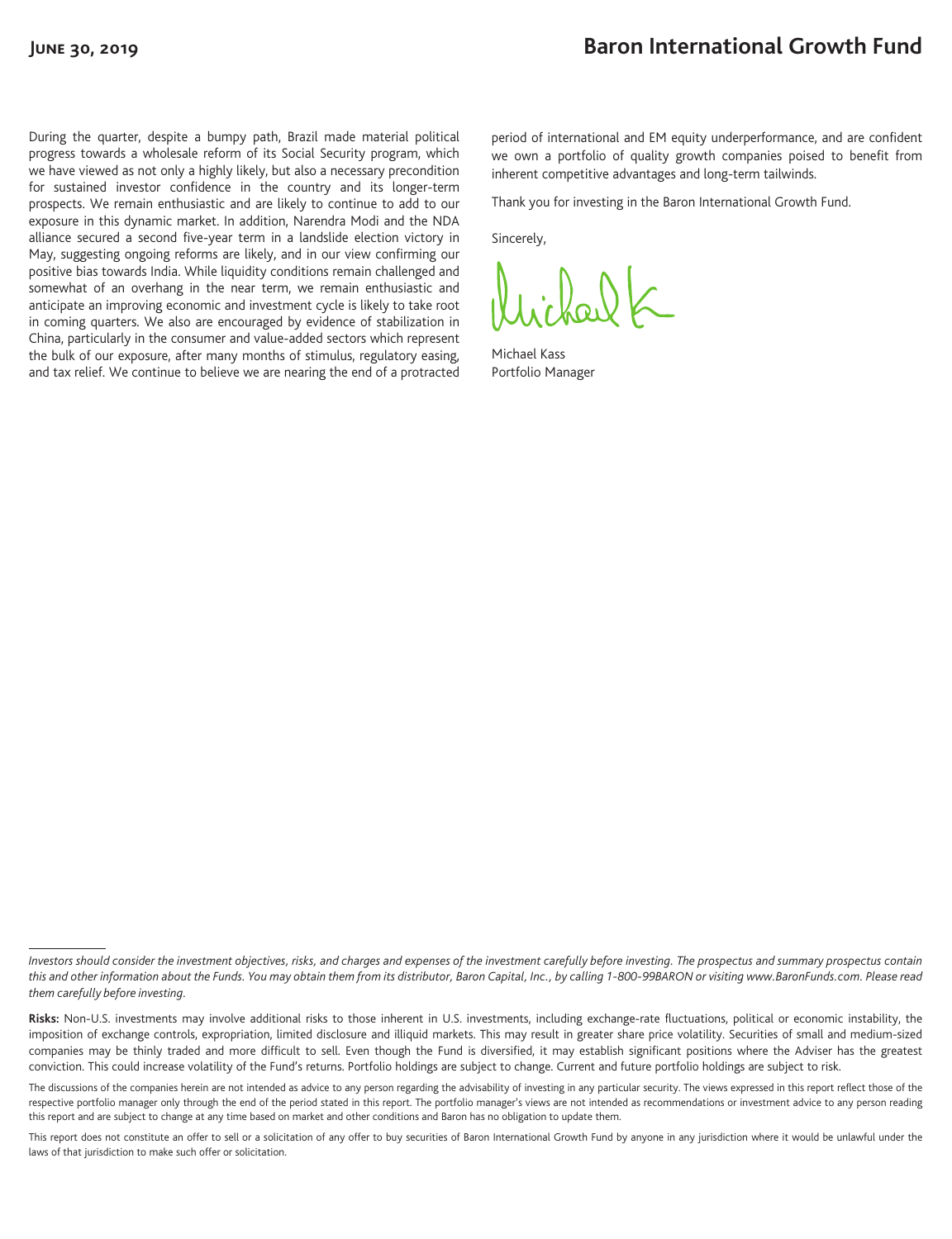During the quarter, despite a bumpy path, Brazil made material political progress towards a wholesale reform of its Social Security program, which we have viewed as not only a highly likely, but also a necessary precondition for sustained investor confidence in the country and its longer-term prospects. We remain enthusiastic and are likely to continue to add to our exposure in this dynamic market. In addition, Narendra Modi and the NDA alliance secured a second five-year term in a landslide election victory in May, suggesting ongoing reforms are likely, and in our view confirming our positive bias towards India. While liquidity conditions remain challenged and somewhat of an overhang in the near term, we remain enthusiastic and anticipate an improving economic and investment cycle is likely to take root in coming quarters. We also are encouraged by evidence of stabilization in China, particularly in the consumer and value-added sectors which represent the bulk of our exposure, after many months of stimulus, regulatory easing, and tax relief. We continue to believe we are nearing the end of a protracted period of international and EM equity underperformance, and are confident we own a portfolio of quality growth companies poised to benefit from inherent competitive advantages and long-term tailwinds.

Thank you for investing in the Baron International Growth Fund.

Sincerely,

Michael Kass
Portfolio Manager

---

*Investors should consider the investment objectives, risks, and charges and expenses of the investment carefully before investing. The prospectus and summary prospectus contain this and other information about the Funds. You may obtain them from its distributor, Baron Capital, Inc., by calling 1-800-99BARON or visiting www.BaronFunds.com. Please read them carefully before investing.*

**Risks:** Non-U.S. investments may involve additional risks to those inherent in U.S. investments, including exchange-rate fluctuations, political or economic instability, the imposition of exchange controls, expropriation, limited disclosure and illiquid markets. This may result in greater share price volatility. Securities of small and medium-sized companies may be thinly traded and more difficult to sell. Even though the Fund is diversified, it may establish significant positions where the Adviser has the greatest conviction. This could increase volatility of the Fund's returns. Portfolio holdings are subject to change. Current and future portfolio holdings are subject to risk.

The discussions of the companies herein are not intended as advice to any person regarding the advisability of investing in any particular security. The views expressed in this report reflect those of the respective portfolio manager only through the end of the period stated in this report. The portfolio manager's views are not intended as recommendations or investment advice to any person reading this report and are subject to change at any time based on market and other conditions and Baron has no obligation to update them.

This report does not constitute an offer to sell or a solicitation of any offer to buy securities of Baron International Growth Fund by anyone in any jurisdiction where it would be unlawful under the laws of that jurisdiction to make such offer or solicitation.